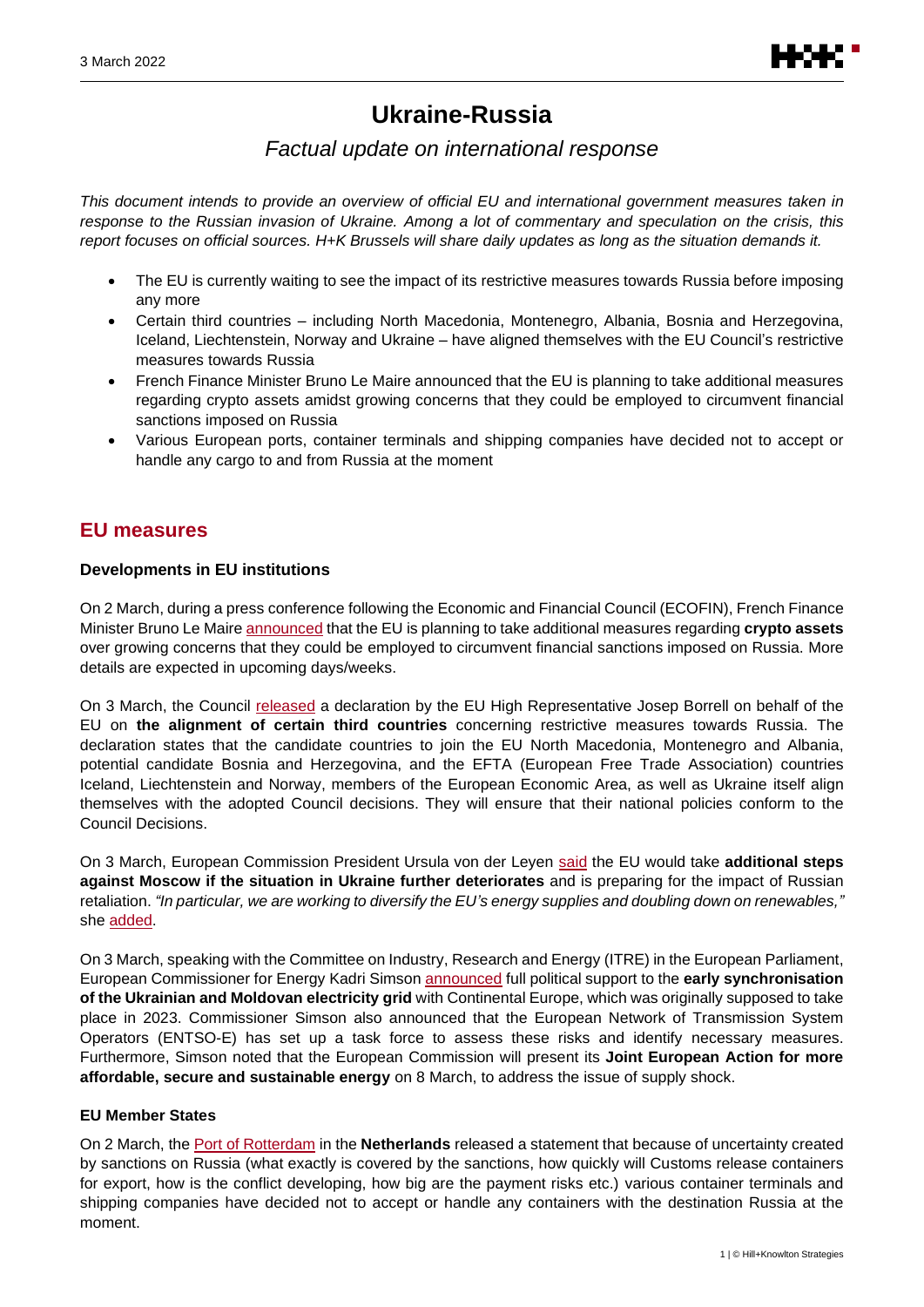# Ukraine-Russia

*Factual update on international response*

*This document intends to provide an overview of official EU and international government measures taken in response to the Russian invasion of Ukraine. Among a lot of commentary and speculation on the crisis, this report focuses on official sources. H+K Brussels will share daily updates as long as the situation demands it.*

- The EU is currently waiting to see the impact of its restrictive measures towards Russia before imposing any more
- Certain third countries – including North Macedonia, Montenegro, Albania, Bosnia and Herzegovina, Iceland, Liechtenstein, Norway and Ukraine – have aligned themselves with the EU Council's restrictive measures towards Russia
- French Finance Minister Bruno Le Maire announced that the EU is planning to take additional measures regarding crypto assets amidst growing concerns that they could be employed to circumvent financial sanctions imposed on Russia
- Various European ports, container terminals and shipping companies have decided not to accept or handle any cargo to and from Russia at the moment

## EU measures

### Developments in EU institutions

On 2 March, during a press conference following the Economic and Financial Council (ECOFIN), French Finance Minister Bruno Le Maire announced that the EU is planning to take additional measures regarding **crypto assets** over growing concerns that they could be employed to circumvent financial sanctions imposed on Russia. More details are expected in upcoming days/weeks.

On 3 March, the Council released a declaration by the EU High Representative Josep Borrell on behalf of the EU on **the alignment of certain third countries** concerning restrictive measures towards Russia. The declaration states that the candidate countries to join the EU North Macedonia, Montenegro and Albania, potential candidate Bosnia and Herzegovina, and the EFTA (European Free Trade Association) countries Iceland, Liechtenstein and Norway, members of the European Economic Area, as well as Ukraine itself align themselves with the adopted Council decisions. They will ensure that their national policies conform to the Council Decisions.

On 3 March, European Commission President Ursula von der Leyen said the EU would take **additional steps against Moscow if the situation in Ukraine further deteriorates** and is preparing for the impact of Russian retaliation. *"In particular, we are working to diversify the EU's energy supplies and doubling down on renewables,"* she added.

On 3 March, speaking with the Committee on Industry, Research and Energy (ITRE) in the European Parliament, European Commissioner for Energy Kadri Simson announced full political support to the **early synchronisation of the Ukrainian and Moldovan electricity grid** with Continental Europe, which was originally supposed to take place in 2023. Commissioner Simson also announced that the European Network of Transmission System Operators (ENTSO-E) has set up a task force to assess these risks and identify necessary measures. Furthermore, Simson noted that the European Commission will present its **Joint European Action for more affordable, secure and sustainable energy** on 8 March, to address the issue of supply shock.

### EU Member States

On 2 March, the Port of Rotterdam in the **Netherlands** released a statement that because of uncertainty created by sanctions on Russia (what exactly is covered by the sanctions, how quickly will Customs release containers for export, how is the conflict developing, how big are the payment risks etc.) various container terminals and shipping companies have decided not to accept or handle any containers with the destination Russia at the moment.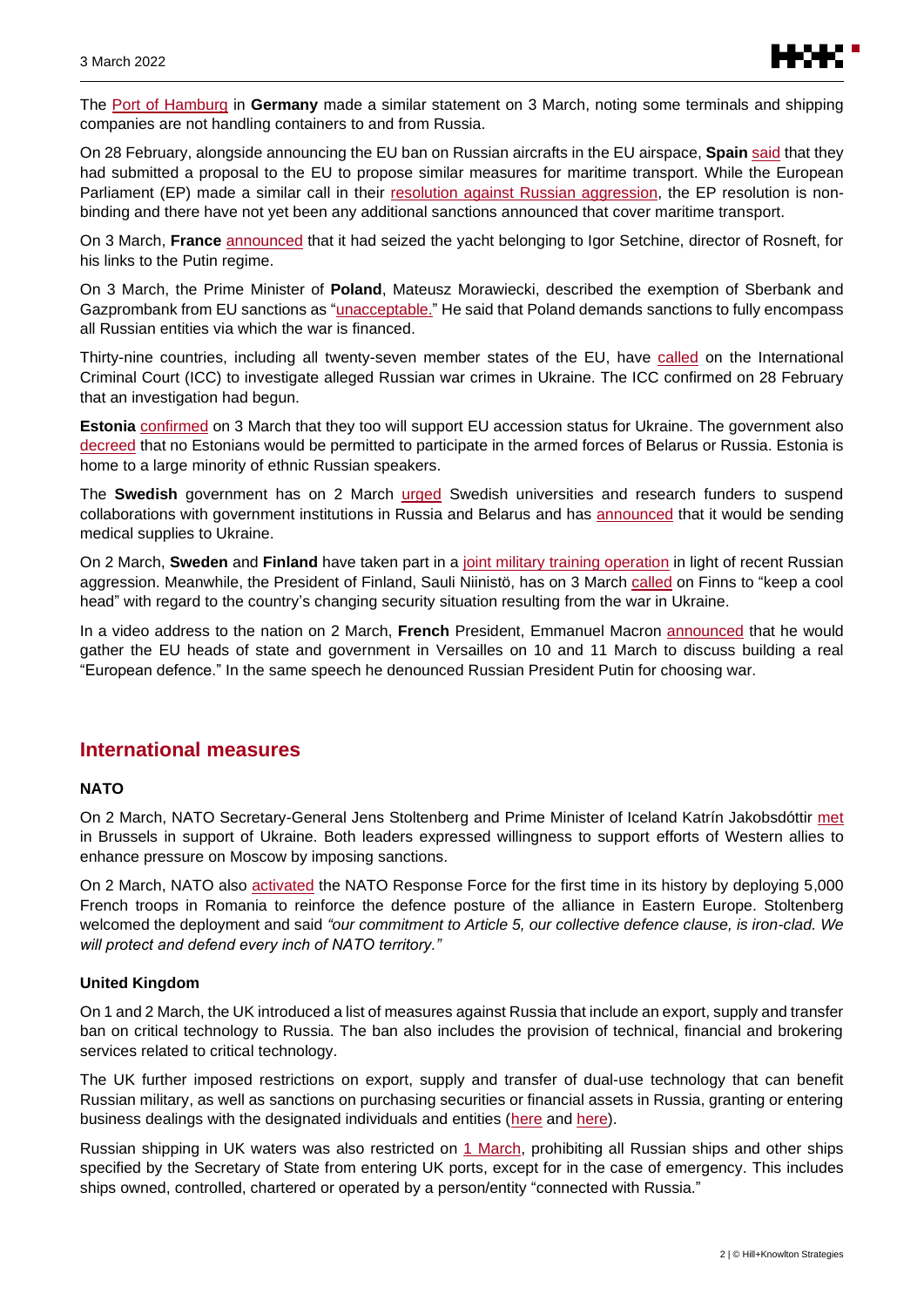The Port of Hamburg in **Germany** made a similar statement on 3 March, noting some terminals and shipping companies are not handling containers to and from Russia.

On 28 February, alongside announcing the EU ban on Russian aircrafts in the EU airspace, **Spain** said that they had submitted a proposal to the EU to propose similar measures for maritime transport. While the European Parliament (EP) made a similar call in their resolution against Russian aggression, the EP resolution is non-binding and there have not yet been any additional sanctions announced that cover maritime transport.

On 3 March, **France** announced that it had seized the yacht belonging to Igor Setchine, director of Rosneft, for his links to the Putin regime.

On 3 March, the Prime Minister of **Poland**, Mateusz Morawiecki, described the exemption of Sberbank and Gazprombank from EU sanctions as "unacceptable." He said that Poland demands sanctions to fully encompass all Russian entities via which the war is financed.

Thirty-nine countries, including all twenty-seven member states of the EU, have called on the International Criminal Court (ICC) to investigate alleged Russian war crimes in Ukraine. The ICC confirmed on 28 February that an investigation had begun.

**Estonia** confirmed on 3 March that they too will support EU accession status for Ukraine. The government also decreed that no Estonians would be permitted to participate in the armed forces of Belarus or Russia. Estonia is home to a large minority of ethnic Russian speakers.

The **Swedish** government has on 2 March urged Swedish universities and research funders to suspend collaborations with government institutions in Russia and Belarus and has announced that it would be sending medical supplies to Ukraine.

On 2 March, **Sweden** and **Finland** have taken part in a joint military training operation in light of recent Russian aggression. Meanwhile, the President of Finland, Sauli Niinistö, has on 3 March called on Finns to "keep a cool head" with regard to the country's changing security situation resulting from the war in Ukraine.

In a video address to the nation on 2 March, **French** President, Emmanuel Macron announced that he would gather the EU heads of state and government in Versailles on 10 and 11 March to discuss building a real "European defence." In the same speech he denounced Russian President Putin for choosing war.

## International measures

### NATO

On 2 March, NATO Secretary-General Jens Stoltenberg and Prime Minister of Iceland Katrín Jakobsdóttir met in Brussels in support of Ukraine. Both leaders expressed willingness to support efforts of Western allies to enhance pressure on Moscow by imposing sanctions.

On 2 March, NATO also activated the NATO Response Force for the first time in its history by deploying 5,000 French troops in Romania to reinforce the defence posture of the alliance in Eastern Europe. Stoltenberg welcomed the deployment and said *"our commitment to Article 5, our collective defence clause, is iron-clad. We will protect and defend every inch of NATO territory."*

### United Kingdom

On 1 and 2 March, the UK introduced a list of measures against Russia that include an export, supply and transfer ban on critical technology to Russia. The ban also includes the provision of technical, financial and brokering services related to critical technology.

The UK further imposed restrictions on export, supply and transfer of dual-use technology that can benefit Russian military, as well as sanctions on purchasing securities or financial assets in Russia, granting or entering business dealings with the designated individuals and entities (here and here).

Russian shipping in UK waters was also restricted on 1 March, prohibiting all Russian ships and other ships specified by the Secretary of State from entering UK ports, except for in the case of emergency. This includes ships owned, controlled, chartered or operated by a person/entity "connected with Russia."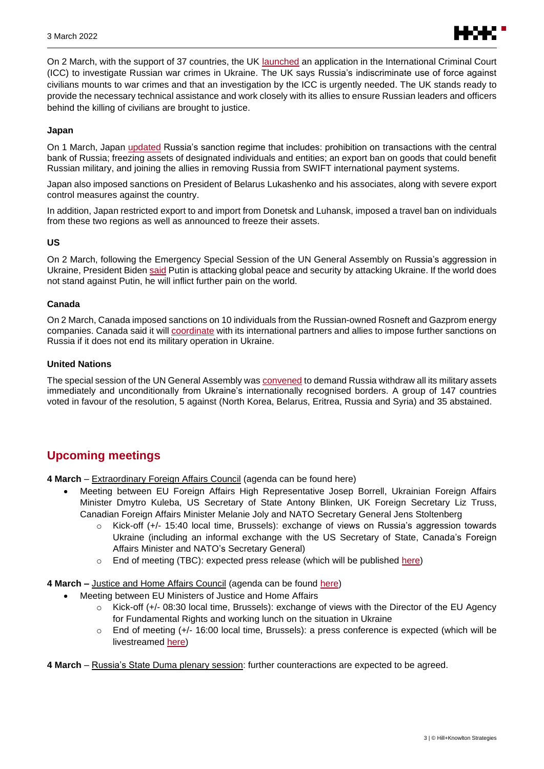On 2 March, with the support of 37 countries, the UK launched an application in the International Criminal Court (ICC) to investigate Russian war crimes in Ukraine. The UK says Russia's indiscriminate use of force against civilians mounts to war crimes and that an investigation by the ICC is urgently needed. The UK stands ready to provide the necessary technical assistance and work closely with its allies to ensure Russian leaders and officers behind the killing of civilians are brought to justice.

**Japan**

On 1 March, Japan updated Russia's sanction regime that includes: prohibition on transactions with the central bank of Russia; freezing assets of designated individuals and entities; an export ban on goods that could benefit Russian military, and joining the allies in removing Russia from SWIFT international payment systems.

Japan also imposed sanctions on President of Belarus Lukashenko and his associates, along with severe export control measures against the country.

In addition, Japan restricted export to and import from Donetsk and Luhansk, imposed a travel ban on individuals from these two regions as well as announced to freeze their assets.

**US**

On 2 March, following the Emergency Special Session of the UN General Assembly on Russia's aggression in Ukraine, President Biden said Putin is attacking global peace and security by attacking Ukraine. If the world does not stand against Putin, he will inflict further pain on the world.

**Canada**

On 2 March, Canada imposed sanctions on 10 individuals from the Russian-owned Rosneft and Gazprom energy companies. Canada said it will coordinate with its international partners and allies to impose further sanctions on Russia if it does not end its military operation in Ukraine.

**United Nations**

The special session of the UN General Assembly was convened to demand Russia withdraw all its military assets immediately and unconditionally from Ukraine's internationally recognised borders. A group of 147 countries voted in favour of the resolution, 5 against (North Korea, Belarus, Eritrea, Russia and Syria) and 35 abstained.

## Upcoming meetings

**4 March** – Extraordinary Foreign Affairs Council (agenda can be found here)

- Meeting between EU Foreign Affairs High Representative Josep Borrell, Ukrainian Foreign Affairs Minister Dmytro Kuleba, US Secretary of State Antony Blinken, UK Foreign Secretary Liz Truss, Canadian Foreign Affairs Minister Melanie Joly and NATO Secretary General Jens Stoltenberg
    - Kick-off (+/- 15:40 local time, Brussels): exchange of views on Russia's aggression towards Ukraine (including an informal exchange with the US Secretary of State, Canada's Foreign Affairs Minister and NATO's Secretary General)
    - End of meeting (TBC): expected press release (which will be published here)

**4 March –** Justice and Home Affairs Council (agenda can be found here)

- Meeting between EU Ministers of Justice and Home Affairs
    - Kick-off (+/- 08:30 local time, Brussels): exchange of views with the Director of the EU Agency for Fundamental Rights and working lunch on the situation in Ukraine
    - End of meeting (+/- 16:00 local time, Brussels): a press conference is expected (which will be livestreamed here)

**4 March** – Russia's State Duma plenary session: further counteractions are expected to be agreed.